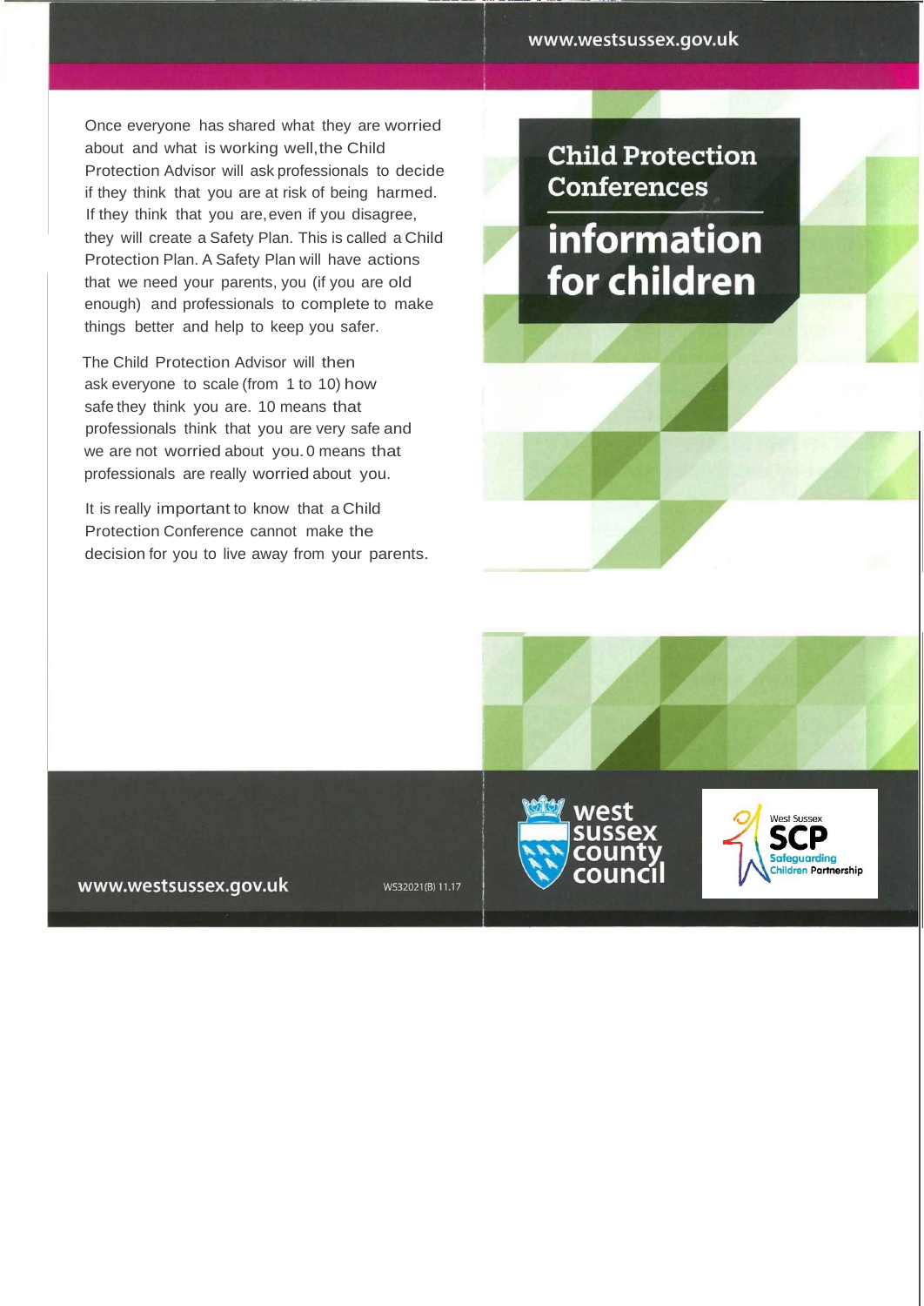# Child Protection Conferences

## information for children

Once everyone has shared what they are worried about and what is working well, the Child Protection Advisor will ask professionals to decide if they think that you are at risk of being harmed. If they think that you are, even if you disagree, they will create a Safety Plan. This is called a Child Protection Plan. A Safety Plan will have actions that we need your parents, you (if you are old enough) and professionals to complete to make things better and help to keep you safer.

The Child Protection Advisor will then ask everyone to scale (from 1 to 10) how safe they think you are. 10 means that professionals think that you are very safe and we are not worried about you. 0 means that professionals are really worried about you.

It is really important to know that a Child Protection Conference cannot make the decision for you to live away from your parents.

www.westsussex.gov.uk

WS32021(B) 11.17

west sussex county council

West Sussex SCP Safeguarding Children Partnership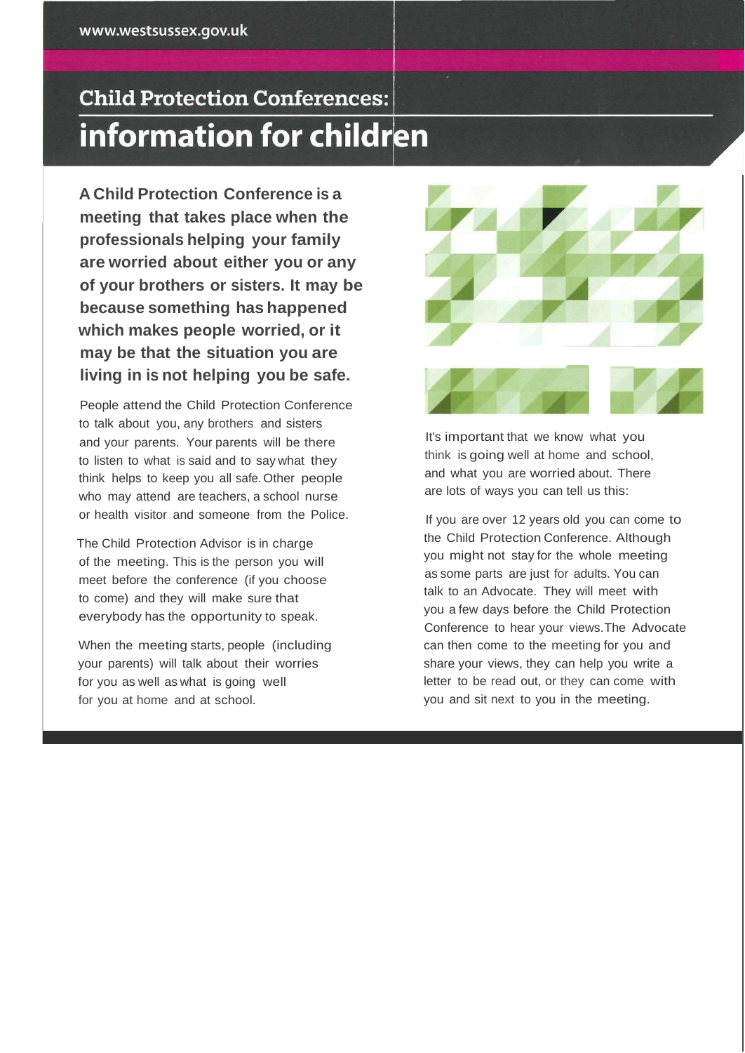www.westsussex.gov.uk

## Child Protection Conferences:

# information for children

**A Child Protection Conference is a meeting that takes place when the professionals helping your family are worried about either you or any of your brothers or sisters. It may be because something has happened which makes people worried, or it may be that the situation you are living in is not helping you be safe.**

People attend the Child Protection Conference to talk about you, any brothers and sisters and your parents. Your parents will be there to listen to what is said and to say what they think helps to keep you all safe. Other people who may attend are teachers, a school nurse or health visitor and someone from the Police.

The Child Protection Advisor is in charge of the meeting. This is the person you will meet before the conference (if you choose to come) and they will make sure that everybody has the opportunity to speak.

When the meeting starts, people (including your parents) will talk about their worries for you as well as what is going well for you at home and at school.

It's important that we know what you think is going well at home and school, and what you are worried about. There are lots of ways you can tell us this:

If you are over 12 years old you can come to the Child Protection Conference. Although you might not stay for the whole meeting as some parts are just for adults. You can talk to an Advocate. They will meet with you a few days before the Child Protection Conference to hear your views. The Advocate can then come to the meeting for you and share your views, they can help you write a letter to be read out, or they can come with you and sit next to you in the meeting.